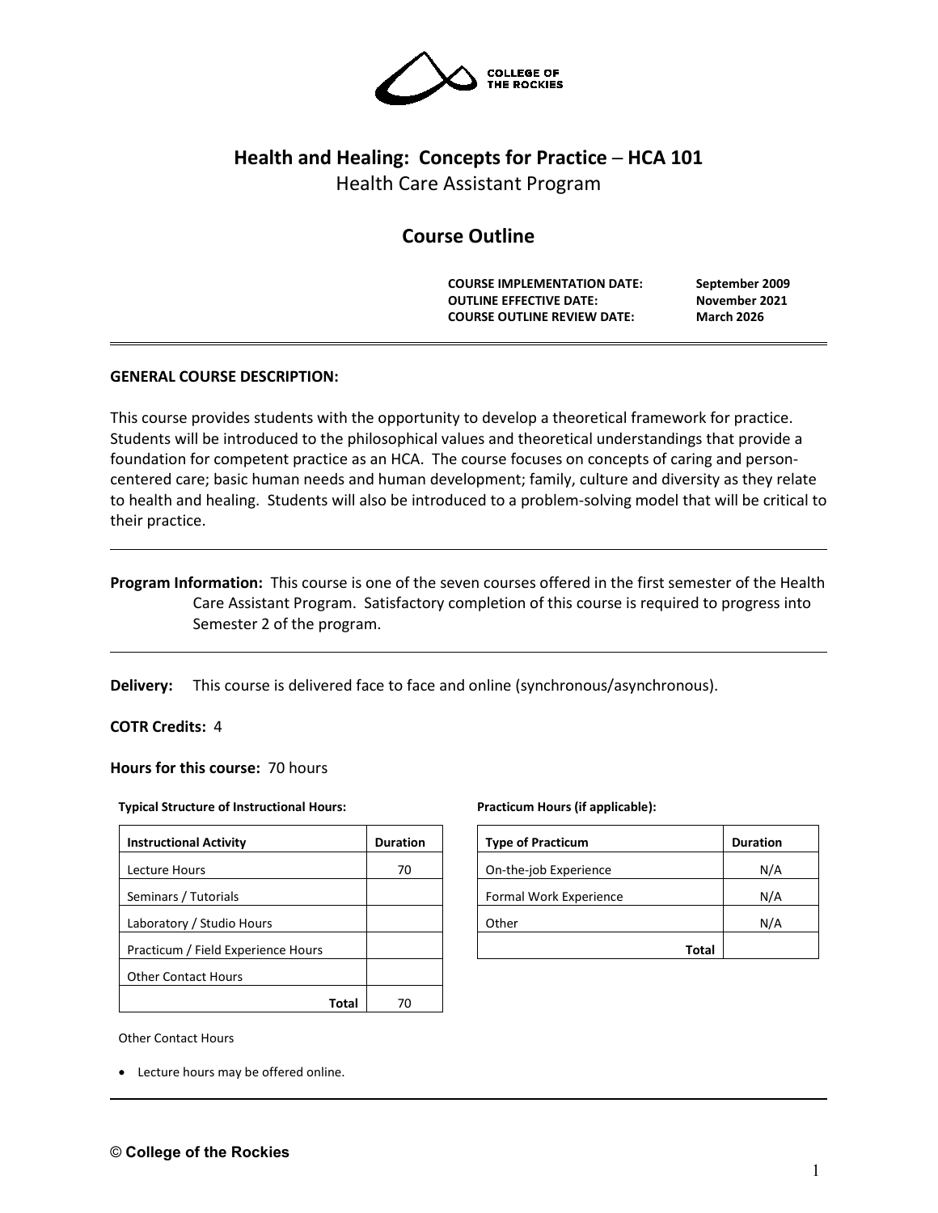# Health and Healing: Concepts for Practice – HCA 101

Health Care Assistant Program

## Course Outline

**COURSE IMPLEMENTATION DATE:** September 2009
**OUTLINE EFFECTIVE DATE:** November 2021
**COURSE OUTLINE REVIEW DATE:** March 2026

---

**GENERAL COURSE DESCRIPTION:**

This course provides students with the opportunity to develop a theoretical framework for practice. Students will be introduced to the philosophical values and theoretical understandings that provide a foundation for competent practice as an HCA. The course focuses on concepts of caring and person-centered care; basic human needs and human development; family, culture and diversity as they relate to health and healing. Students will also be introduced to a problem-solving model that will be critical to their practice.

---

**Program Information:** This course is one of the seven courses offered in the first semester of the Health Care Assistant Program. Satisfactory completion of this course is required to progress into Semester 2 of the program.

---

**Delivery:** This course is delivered face to face and online (synchronous/asynchronous).

**COTR Credits:** 4

**Hours for this course:** 70 hours

**Typical Structure of Instructional Hours:**

| Instructional Activity | Duration |
|---|---|
| Lecture Hours | 70 |
| Seminars / Tutorials | |
| Laboratory / Studio Hours | |
| Practicum / Field Experience Hours | |
| Other Contact Hours | |
| **Total** | 70 |

**Practicum Hours (if applicable):**

| Type of Practicum | Duration |
|---|---|
| On-the-job Experience | N/A |
| Formal Work Experience | N/A |
| Other | N/A |
| **Total** | |

Other Contact Hours

- Lecture hours may be offered online.

---

© College of the Rockies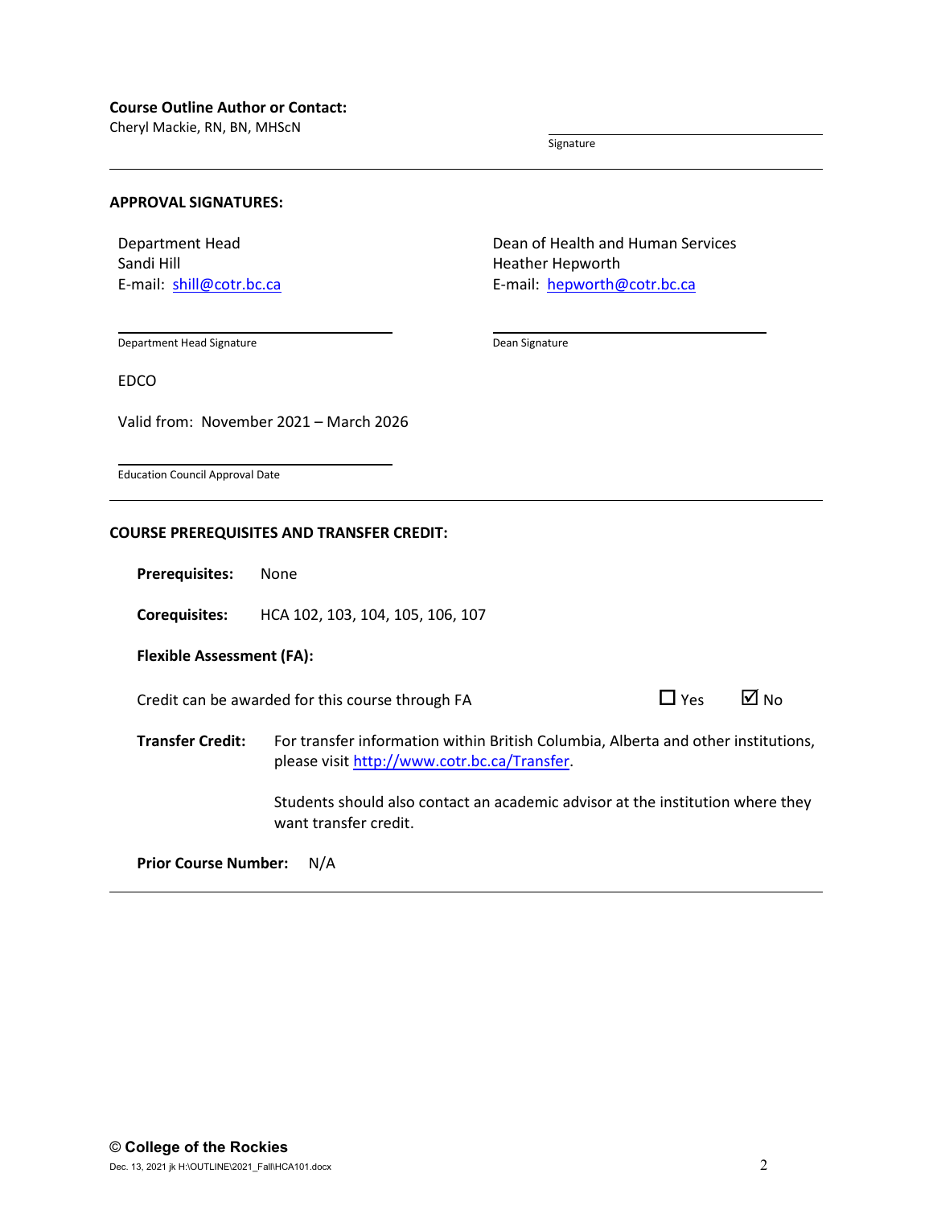**Course Outline Author or Contact:**
Cheryl Mackie, RN, BN, MHScN

Signature

---

**APPROVAL SIGNATURES:**

Department Head
Sandi Hill
E-mail: shill@cotr.bc.ca

Department Head Signature

Dean of Health and Human Services
Heather Hepworth
E-mail: hepworth@cotr.bc.ca

Dean Signature

EDCO

Valid from: November 2021 – March 2026

Education Council Approval Date

---

**COURSE PREREQUISITES AND TRANSFER CREDIT:**

**Prerequisites:** None

**Corequisites:** HCA 102, 103, 104, 105, 106, 107

**Flexible Assessment (FA):**

Credit can be awarded for this course through FA ☐ Yes ☑ No

**Transfer Credit:** For transfer information within British Columbia, Alberta and other institutions, please visit http://www.cotr.bc.ca/Transfer.

Students should also contact an academic advisor at the institution where they want transfer credit.

**Prior Course Number:** N/A

---

© College of the Rockies

Dec. 13, 2021 jk H:\OUTLINE\2021_Fall\HCA101.docx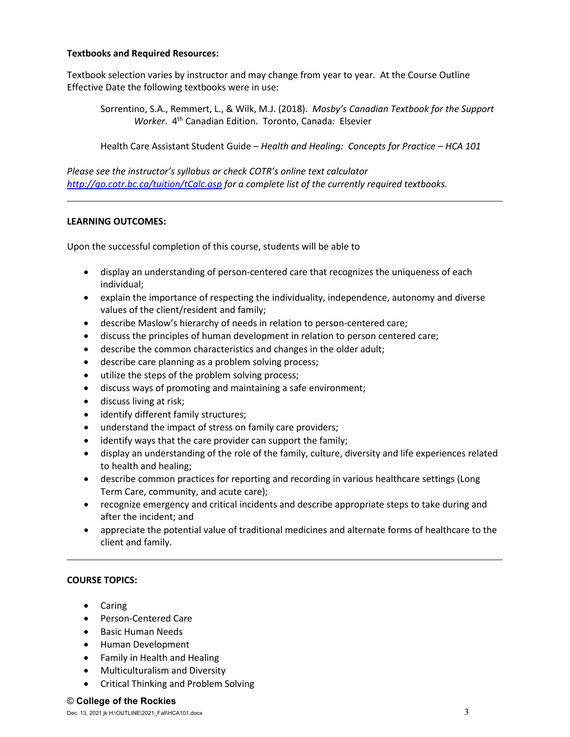**Textbooks and Required Resources:**

Textbook selection varies by instructor and may change from year to year. At the Course Outline Effective Date the following textbooks were in use:

> Sorrentino, S.A., Remmert, L., & Wilk, M.J. (2018). *Mosby's Canadian Textbook for the Support Worker*. 4th Canadian Edition. Toronto, Canada: Elsevier
>
> Health Care Assistant Student Guide – *Health and Healing: Concepts for Practice – HCA 101*

*Please see the instructor's syllabus or check COTR's online text calculator [http://go.cotr.bc.ca/tuition/tCalc.asp](http://go.cotr.bc.ca/tuition/tCalc.asp) for a complete list of the currently required textbooks.*

---

**LEARNING OUTCOMES:**

Upon the successful completion of this course, students will be able to

- display an understanding of person-centered care that recognizes the uniqueness of each individual;
- explain the importance of respecting the individuality, independence, autonomy and diverse values of the client/resident and family;
- describe Maslow's hierarchy of needs in relation to person-centered care;
- discuss the principles of human development in relation to person centered care;
- describe the common characteristics and changes in the older adult;
- describe care planning as a problem solving process;
- utilize the steps of the problem solving process;
- discuss ways of promoting and maintaining a safe environment;
- discuss living at risk;
- identify different family structures;
- understand the impact of stress on family care providers;
- identify ways that the care provider can support the family;
- display an understanding of the role of the family, culture, diversity and life experiences related to health and healing;
- describe common practices for reporting and recording in various healthcare settings (Long Term Care, community, and acute care);
- recognize emergency and critical incidents and describe appropriate steps to take during and after the incident; and
- appreciate the potential value of traditional medicines and alternate forms of healthcare to the client and family.

---

**COURSE TOPICS:**

- Caring
- Person-Centered Care
- Basic Human Needs
- Human Development
- Family in Health and Healing
- Multiculturalism and Diversity
- Critical Thinking and Problem Solving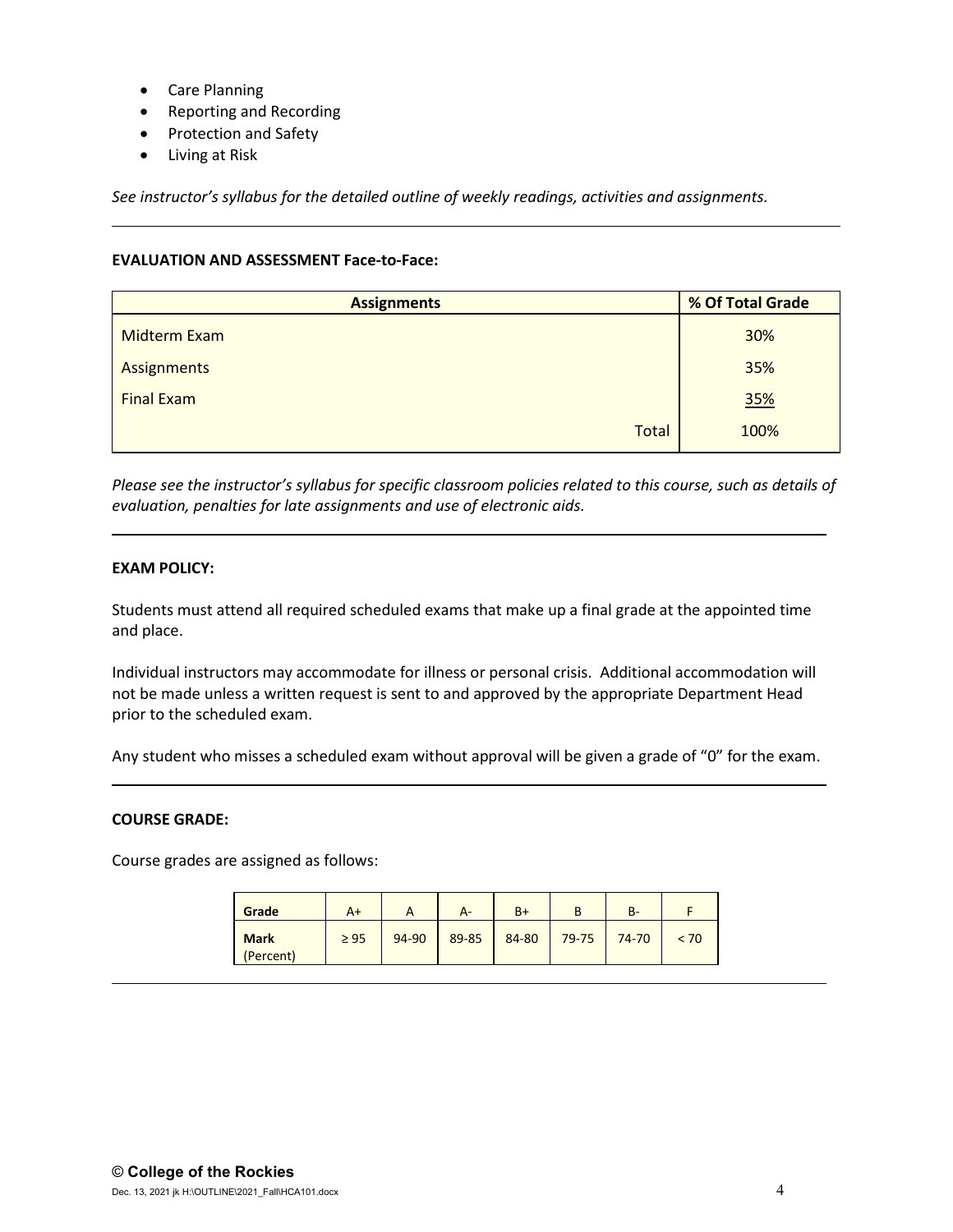- Care Planning
- Reporting and Recording
- Protection and Safety
- Living at Risk

*See instructor's syllabus for the detailed outline of weekly readings, activities and assignments.*

---

**EVALUATION AND ASSESSMENT Face-to-Face:**

| Assignments | % Of Total Grade |
|---|---|
| Midterm Exam | 30% |
| Assignments | 35% |
| Final Exam | 35% |
| Total | 100% |

*Please see the instructor's syllabus for specific classroom policies related to this course, such as details of evaluation, penalties for late assignments and use of electronic aids.*

---

**EXAM POLICY:**

Students must attend all required scheduled exams that make up a final grade at the appointed time and place.

Individual instructors may accommodate for illness or personal crisis. Additional accommodation will not be made unless a written request is sent to and approved by the appropriate Department Head prior to the scheduled exam.

Any student who misses a scheduled exam without approval will be given a grade of "0" for the exam.

---

**COURSE GRADE:**

Course grades are assigned as follows:

| Grade | A+ | A | A- | B+ | B | B- | F |
|---|---|---|---|---|---|---|---|
| **Mark** (Percent) | ≥ 95 | 94-90 | 89-85 | 84-80 | 79-75 | 74-70 | < 70 |

---

© **College of the Rockies**

Dec. 13, 2021 jk H:\OUTLINE\2021_Fall\HCA101.docx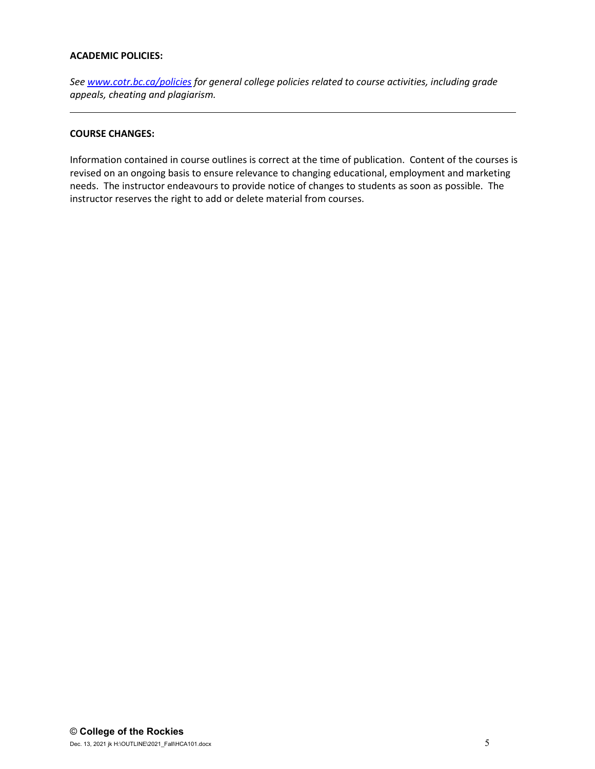**ACADEMIC POLICIES:**

*See [www.cotr.bc.ca/policies](http://www.cotr.bc.ca/policies) for general college policies related to course activities, including grade appeals, cheating and plagiarism.*

---

**COURSE CHANGES:**

Information contained in course outlines is correct at the time of publication. Content of the courses is revised on an ongoing basis to ensure relevance to changing educational, employment and marketing needs. The instructor endeavours to provide notice of changes to students as soon as possible. The instructor reserves the right to add or delete material from courses.